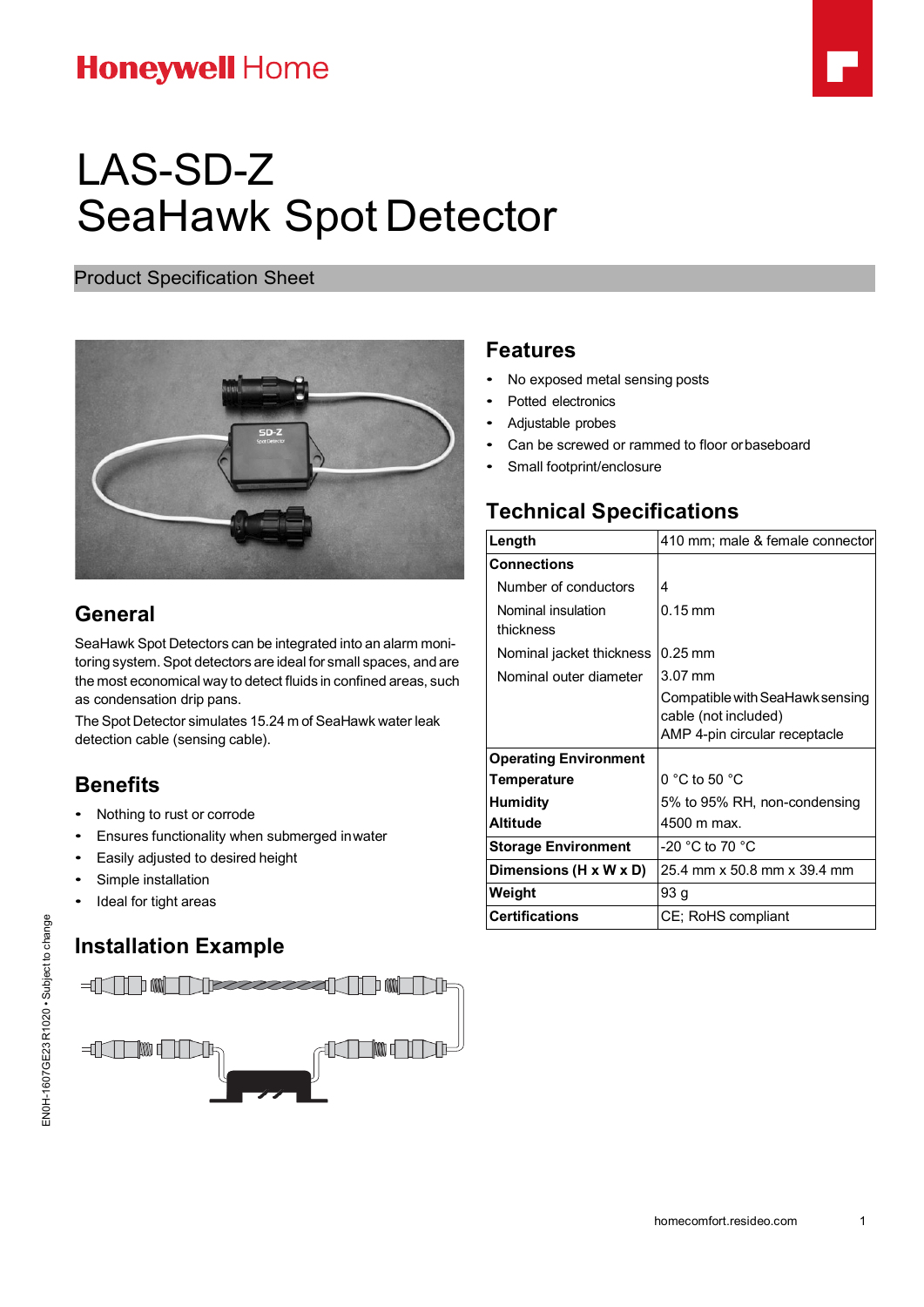Honeywell Home

# LAS-SD-Z
# SeaHawk Spot Detector

Product Specification Sheet

## Features

- No exposed metal sensing posts
- Potted electronics
- Adjustable probes
- Can be screwed or rammed to floor or baseboard
- Small footprint/enclosure

## Technical Specifications

| **Length** | 410 mm; male & female connector |
|---|---|
| **Connections** | |
| Number of conductors | 4 |
| Nominal insulation thickness | 0.15 mm |
| Nominal jacket thickness | 0.25 mm |
| Nominal outer diameter | 3.07 mm |
| | Compatible with SeaHawk sensing cable (not included)<br>AMP 4-pin circular receptacle |
| **Operating Environment** | |
| **Temperature** | 0 °C to 50 °C |
| **Humidity** | 5% to 95% RH, non-condensing |
| **Altitude** | 4500 m max. |
| **Storage Environment** | -20 °C to 70 °C |
| **Dimensions (H x W x D)** | 25.4 mm x 50.8 mm x 39.4 mm |
| **Weight** | 93 g |
| **Certifications** | CE; RoHS compliant |

## General

SeaHawk Spot Detectors can be integrated into an alarm monitoring system. Spot detectors are ideal for small spaces, and are the most economical way to detect fluids in confined areas, such as condensation drip pans.

The Spot Detector simulates 15.24 m of SeaHawk water leak detection cable (sensing cable).

## Benefits

- Nothing to rust or corrode
- Ensures functionality when submerged in water
- Easily adjusted to desired height
- Simple installation
- Ideal for tight areas

## Installation Example

EN0H-1607GE23 R1020 • Subject to change

homecomfort.resideo.com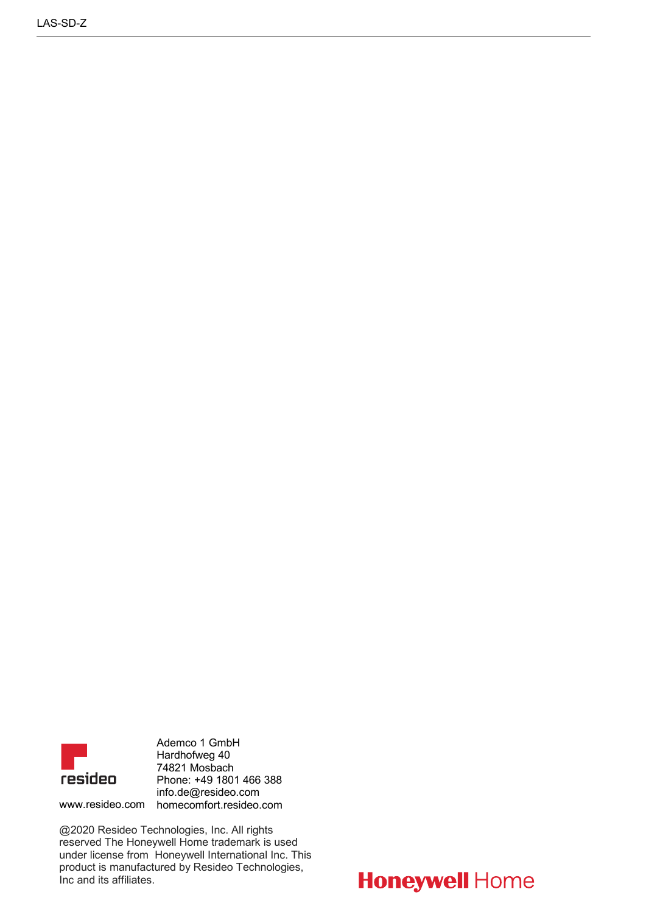resideo

Ademco 1 GmbH
Hardhofweg 40
74821 Mosbach
Phone: +49 1801 466 388
info.de@resideo.com
homecomfort.resideo.com

www.resideo.com

@2020 Resideo Technologies, Inc. All rights reserved The Honeywell Home trademark is used under license from Honeywell International Inc. This product is manufactured by Resideo Technologies, Inc and its affiliates.

Honeywell Home